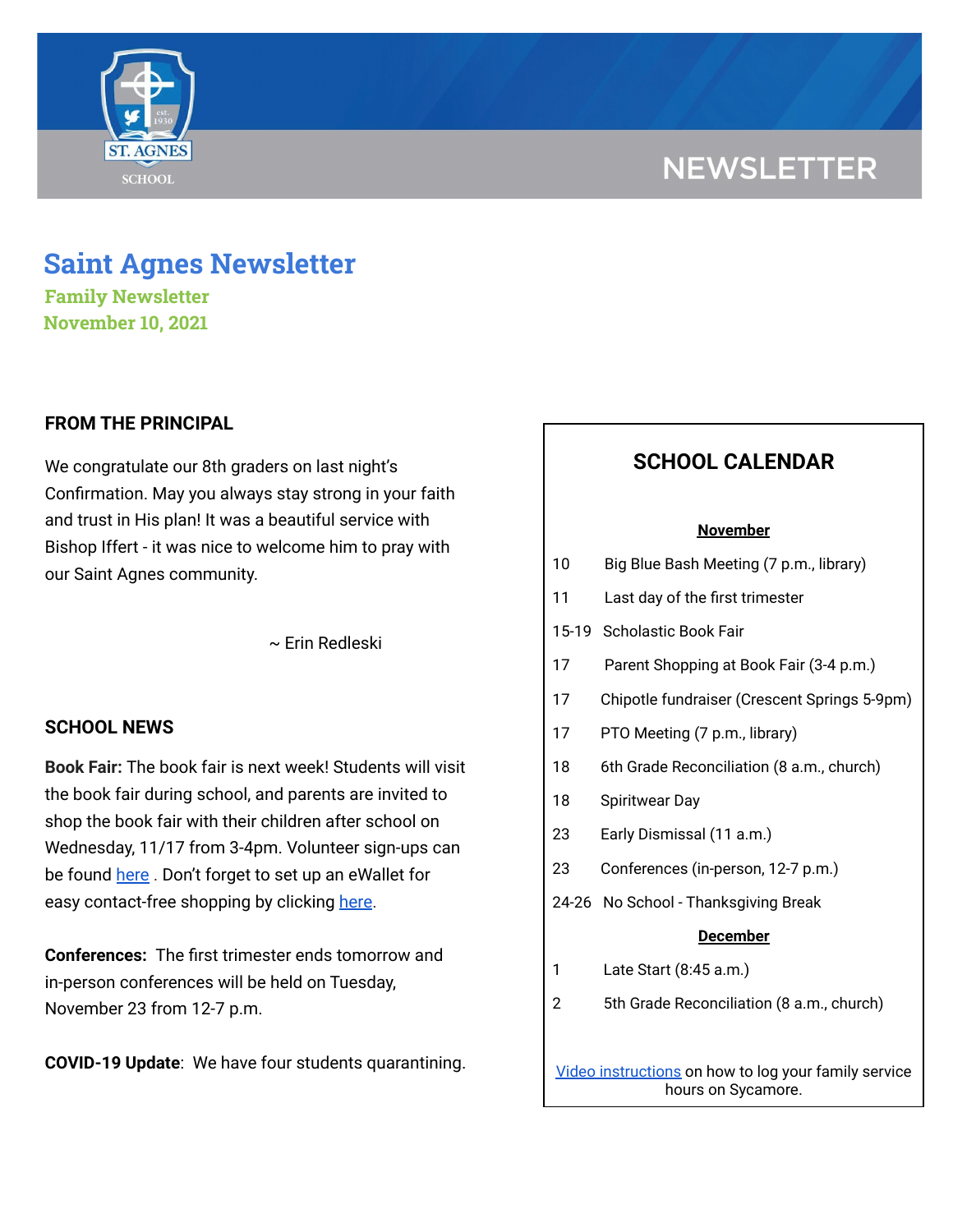# Saint Agnes Newsletter

**Family Newsletter**
**November 10, 2021**

## FROM THE PRINCIPAL

We congratulate our 8th graders on last night's Confirmation. May you always stay strong in your faith and trust in His plan! It was a beautiful service with Bishop Iffert - it was nice to welcome him to pray with our Saint Agnes community.

~ Erin Redleski

## SCHOOL NEWS

**Book Fair:** The book fair is next week! Students will visit the book fair during school, and parents are invited to shop the book fair with their children after school on Wednesday, 11/17 from 3-4pm. Volunteer sign-ups can be found here . Don't forget to set up an eWallet for easy contact-free shopping by clicking here.

**Conferences:** The first trimester ends tomorrow and in-person conferences will be held on Tuesday, November 23 from 12-7 p.m.

**COVID-19 Update**: We have four students quarantining.

## SCHOOL CALENDAR

**November**

| | |
|---|---|
| 10 | Big Blue Bash Meeting (7 p.m., library) |
| 11 | Last day of the first trimester |
| 15-19 | Scholastic Book Fair |
| 17 | Parent Shopping at Book Fair (3-4 p.m.) |
| 17 | Chipotle fundraiser (Crescent Springs 5-9pm) |
| 17 | PTO Meeting (7 p.m., library) |
| 18 | 6th Grade Reconciliation (8 a.m., church) |
| 18 | Spiritwear Day |
| 23 | Early Dismissal (11 a.m.) |
| 23 | Conferences (in-person, 12-7 p.m.) |
| 24-26 | No School - Thanksgiving Break |

**December**

| | |
|---|---|
| 1 | Late Start (8:45 a.m.) |
| 2 | 5th Grade Reconciliation (8 a.m., church) |

Video instructions on how to log your family service hours on Sycamore.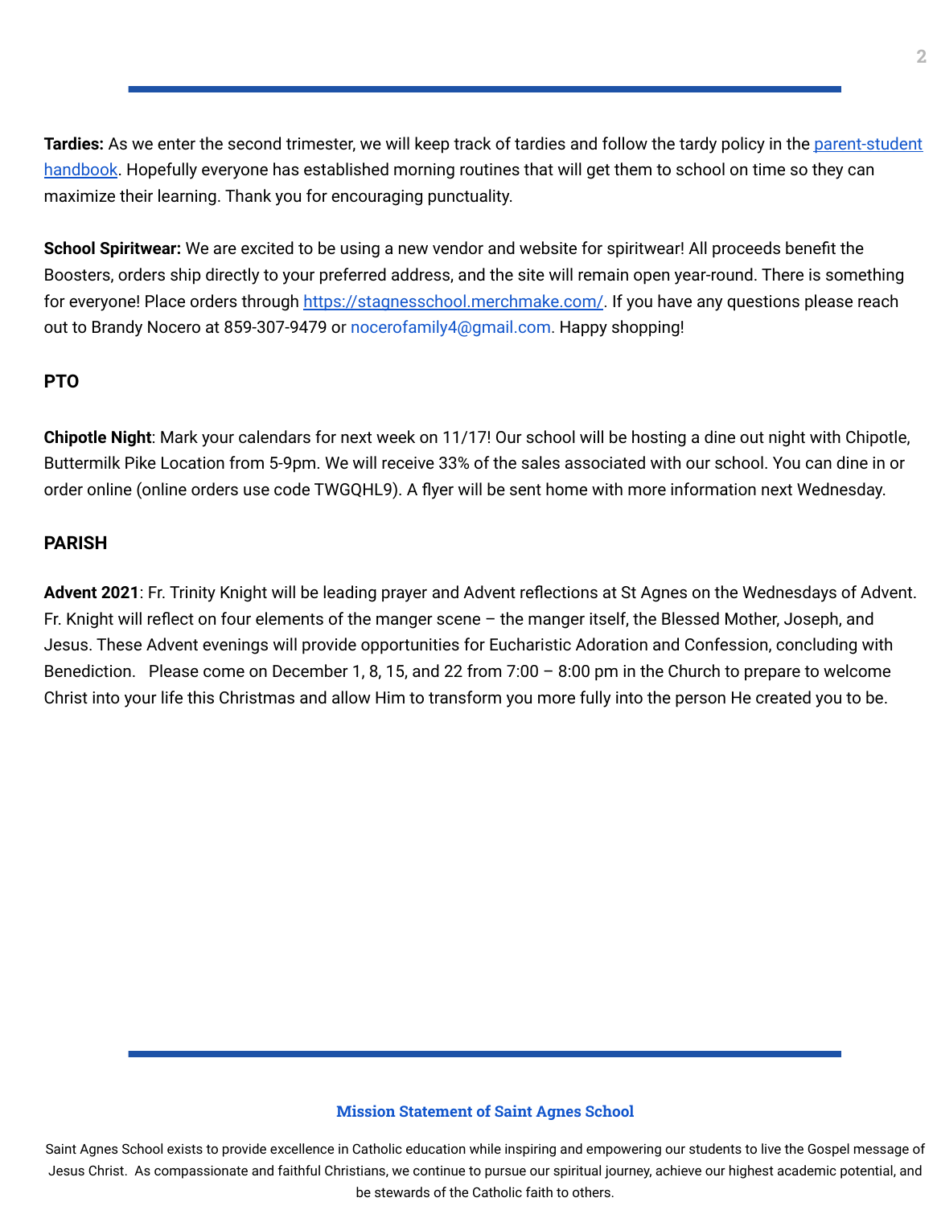**Tardies:** As we enter the second trimester, we will keep track of tardies and follow the tardy policy in the [parent-student handbook](). Hopefully everyone has established morning routines that will get them to school on time so they can maximize their learning. Thank you for encouraging punctuality.

**School Spiritwear:** We are excited to be using a new vendor and website for spiritwear! All proceeds benefit the Boosters, orders ship directly to your preferred address, and the site will remain open year-round. There is something for everyone! Place orders through https://stagnesschool.merchmake.com/. If you have any questions please reach out to Brandy Nocero at 859-307-9479 or nocerofamily4@gmail.com. Happy shopping!

## PTO

**Chipotle Night**: Mark your calendars for next week on 11/17! Our school will be hosting a dine out night with Chipotle, Buttermilk Pike Location from 5-9pm. We will receive 33% of the sales associated with our school. You can dine in or order online (online orders use code TWGQHL9). A flyer will be sent home with more information next Wednesday.

## PARISH

**Advent 2021**: Fr. Trinity Knight will be leading prayer and Advent reflections at St Agnes on the Wednesdays of Advent. Fr. Knight will reflect on four elements of the manger scene – the manger itself, the Blessed Mother, Joseph, and Jesus. These Advent evenings will provide opportunities for Eucharistic Adoration and Confession, concluding with Benediction. Please come on December 1, 8, 15, and 22 from 7:00 – 8:00 pm in the Church to prepare to welcome Christ into your life this Christmas and allow Him to transform you more fully into the person He created you to be.

**Mission Statement of Saint Agnes School**

Saint Agnes School exists to provide excellence in Catholic education while inspiring and empowering our students to live the Gospel message of Jesus Christ. As compassionate and faithful Christians, we continue to pursue our spiritual journey, achieve our highest academic potential, and be stewards of the Catholic faith to others.